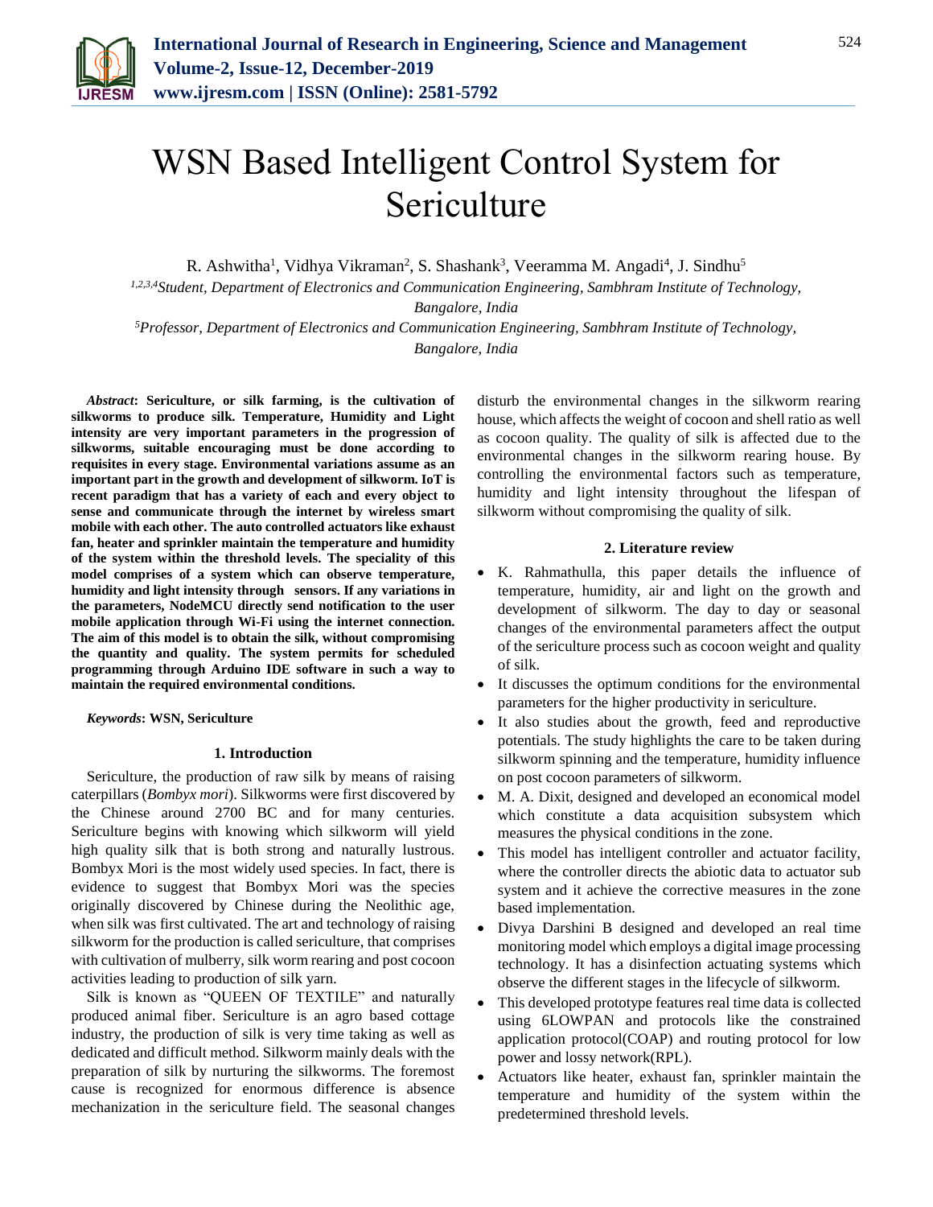# WSN Based Intelligent Control System for Sericulture

R. Ashwitha[1], Vidhya Vikraman[2], S. Shashank[3], Veeramma M. Angadi[4], J. Sindhu[5]

[1,2,3,4]*Student, Department of Electronics and Communication Engineering, Sambhram Institute of Technology, Bangalore, India*

[5]*Professor, Department of Electronics and Communication Engineering, Sambhram Institute of Technology, Bangalore, India*

***Abstract*: Sericulture, or silk farming, is the cultivation of silkworms to produce silk. Temperature, Humidity and Light intensity are very important parameters in the progression of silkworms, suitable encouraging must be done according to requisites in every stage. Environmental variations assume as an important part in the growth and development of silkworm. IoT is recent paradigm that has a variety of each and every object to sense and communicate through the internet by wireless smart mobile with each other. The auto controlled actuators like exhaust fan, heater and sprinkler maintain the temperature and humidity of the system within the threshold levels. The speciality of this model comprises of a system which can observe temperature, humidity and light intensity through sensors. If any variations in the parameters, NodeMCU directly send notification to the user mobile application through Wi-Fi using the internet connection. The aim of this model is to obtain the silk, without compromising the quantity and quality. The system permits for scheduled programming through Arduino IDE software in such a way to maintain the required environmental conditions.**

***Keywords*: WSN, Sericulture**

## 1. Introduction

Sericulture, the production of raw silk by means of raising caterpillars (*Bombyx mori*). Silkworms were first discovered by the Chinese around 2700 BC and for many centuries. Sericulture begins with knowing which silkworm will yield high quality silk that is both strong and naturally lustrous. Bombyx Mori is the most widely used species. In fact, there is evidence to suggest that Bombyx Mori was the species originally discovered by Chinese during the Neolithic age, when silk was first cultivated. The art and technology of raising silkworm for the production is called sericulture, that comprises with cultivation of mulberry, silk worm rearing and post cocoon activities leading to production of silk yarn.

Silk is known as "QUEEN OF TEXTILE" and naturally produced animal fiber. Sericulture is an agro based cottage industry, the production of silk is very time taking as well as dedicated and difficult method. Silkworm mainly deals with the preparation of silk by nurturing the silkworms. The foremost cause is recognized for enormous difference is absence mechanization in the sericulture field. The seasonal changes disturb the environmental changes in the silkworm rearing house, which affects the weight of cocoon and shell ratio as well as cocoon quality. The quality of silk is affected due to the environmental changes in the silkworm rearing house. By controlling the environmental factors such as temperature, humidity and light intensity throughout the lifespan of silkworm without compromising the quality of silk.

## 2. Literature review

- K. Rahmathulla, this paper details the influence of temperature, humidity, air and light on the growth and development of silkworm. The day to day or seasonal changes of the environmental parameters affect the output of the sericulture process such as cocoon weight and quality of silk.
- It discusses the optimum conditions for the environmental parameters for the higher productivity in sericulture.
- It also studies about the growth, feed and reproductive potentials. The study highlights the care to be taken during silkworm spinning and the temperature, humidity influence on post cocoon parameters of silkworm.
- M. A. Dixit, designed and developed an economical model which constitute a data acquisition subsystem which measures the physical conditions in the zone.
- This model has intelligent controller and actuator facility, where the controller directs the abiotic data to actuator sub system and it achieve the corrective measures in the zone based implementation.
- Divya Darshini B designed and developed an real time monitoring model which employs a digital image processing technology. It has a disinfection actuating systems which observe the different stages in the lifecycle of silkworm.
- This developed prototype features real time data is collected using 6LOWPAN and protocols like the constrained application protocol(COAP) and routing protocol for low power and lossy network(RPL).
- Actuators like heater, exhaust fan, sprinkler maintain the temperature and humidity of the system within the predetermined threshold levels.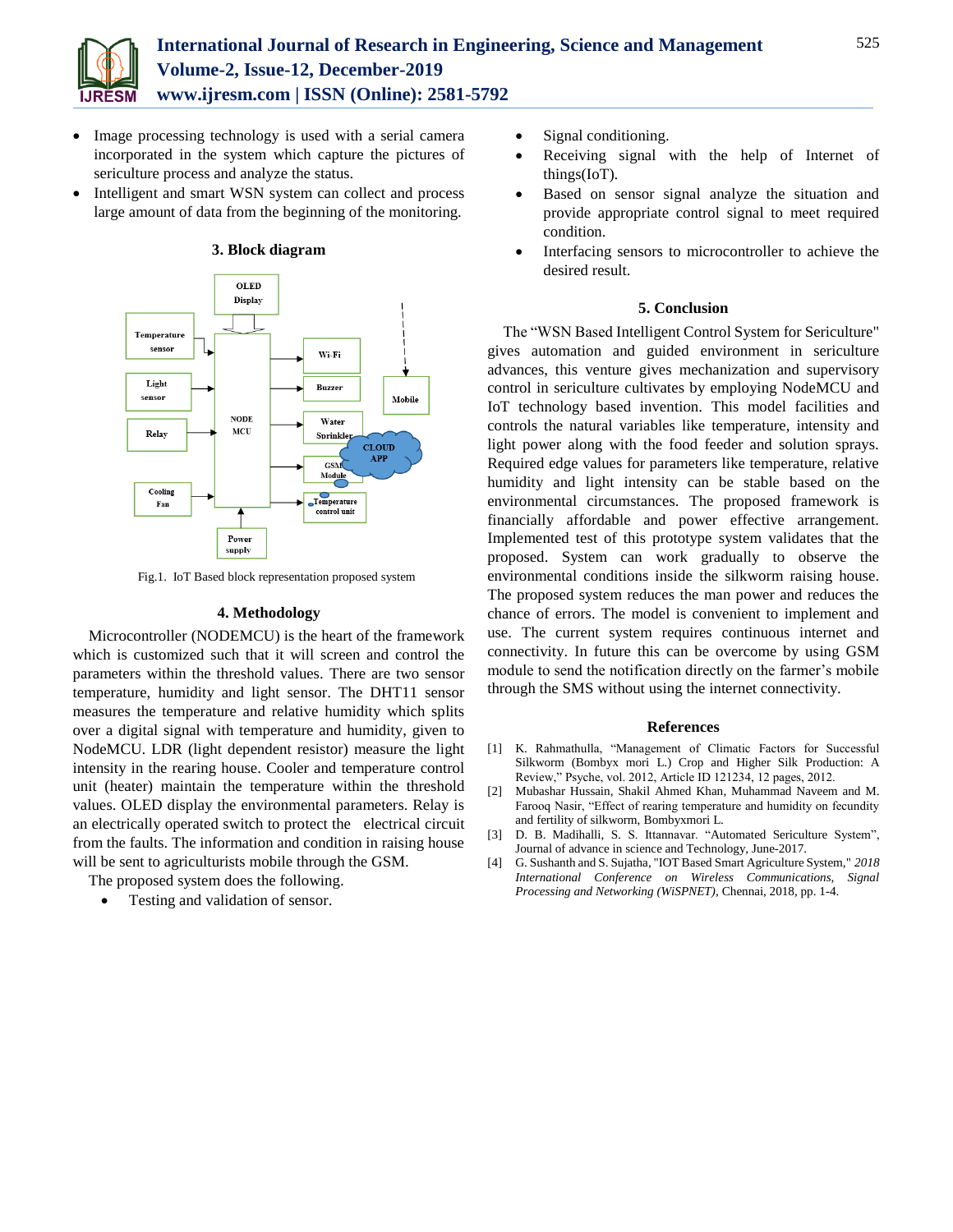- Image processing technology is used with a serial camera incorporated in the system which capture the pictures of sericulture process and analyze the status.
- Intelligent and smart WSN system can collect and process large amount of data from the beginning of the monitoring.

## 3. Block diagram

OLED Display
Temperature sensor
Light sensor
Relay
Cooling Fan
NODE MCU
Power supply
Wi-Fi
Buzzer
Water Sprinkler
GSM Module
Temperature control unit
Mobile
CLOUD APP

Fig.1. IoT Based block representation proposed system

## 4. Methodology

Microcontroller (NODEMCU) is the heart of the framework which is customized such that it will screen and control the parameters within the threshold values. There are two sensor temperature, humidity and light sensor. The DHT11 sensor measures the temperature and relative humidity which splits over a digital signal with temperature and humidity, given to NodeMCU. LDR (light dependent resistor) measure the light intensity in the rearing house. Cooler and temperature control unit (heater) maintain the temperature within the threshold values. OLED display the environmental parameters. Relay is an electrically operated switch to protect the electrical circuit from the faults. The information and condition in raising house will be sent to agriculturists mobile through the GSM.

The proposed system does the following.

- Testing and validation of sensor.
- Signal conditioning.
- Receiving signal with the help of Internet of things(IoT).
- Based on sensor signal analyze the situation and provide appropriate control signal to meet required condition.
- Interfacing sensors to microcontroller to achieve the desired result.

## 5. Conclusion

The "WSN Based Intelligent Control System for Sericulture" gives automation and guided environment in sericulture advances, this venture gives mechanization and supervisory control in sericulture cultivates by employing NodeMCU and IoT technology based invention. This model facilities and controls the natural variables like temperature, intensity and light power along with the food feeder and solution sprays. Required edge values for parameters like temperature, relative humidity and light intensity can be stable based on the environmental circumstances. The proposed framework is financially affordable and power effective arrangement. Implemented test of this prototype system validates that the proposed. System can work gradually to observe the environmental conditions inside the silkworm raising house. The proposed system reduces the man power and reduces the chance of errors. The model is convenient to implement and use. The current system requires continuous internet and connectivity. In future this can be overcome by using GSM module to send the notification directly on the farmer's mobile through the SMS without using the internet connectivity.

## References

[1] K. Rahmathulla, "Management of Climatic Factors for Successful Silkworm (Bombyx mori L.) Crop and Higher Silk Production: A Review," Psyche, vol. 2012, Article ID 121234, 12 pages, 2012.

[2] Mubashar Hussain, Shakil Ahmed Khan, Muhammad Naveem and M. Farooq Nasir, "Effect of rearing temperature and humidity on fecundity and fertility of silkworm, Bombyxmori L.

[3] D. B. Madihalli, S. S. Ittannavar. "Automated Sericulture System", Journal of advance in science and Technology, June-2017.

[4] G. Sushanth and S. Sujatha, "IOT Based Smart Agriculture System," *2018 International Conference on Wireless Communications, Signal Processing and Networking (WiSPNET)*, Chennai, 2018, pp. 1-4.